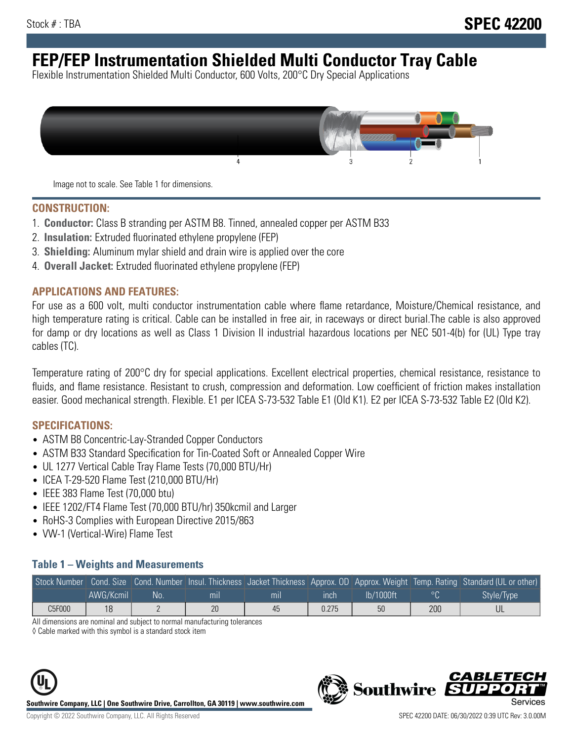Stock # : TBA

# SPEC 42200

# FEP/FEP Instrumentation Shielded Multi Conductor Tray Cable

Flexible Instrumentation Shielded Multi Conductor, 600 Volts, 200°C Dry Special Applications

Image not to scale. See Table 1 for dimensions.

## CONSTRUCTION:

1. **Conductor:** Class B stranding per ASTM B8. Tinned, annealed copper per ASTM B33
2. **Insulation:** Extruded fluorinated ethylene propylene (FEP)
3. **Shielding:** Aluminum mylar shield and drain wire is applied over the core
4. **Overall Jacket:** Extruded fluorinated ethylene propylene (FEP)

## APPLICATIONS AND FEATURES:

For use as a 600 volt, multi conductor instrumentation cable where flame retardance, Moisture/Chemical resistance, and high temperature rating is critical. Cable can be installed in free air, in raceways or direct burial.The cable is also approved for damp or dry locations as well as Class 1 Division II industrial hazardous locations per NEC 501-4(b) for (UL) Type tray cables (TC).

Temperature rating of 200°C dry for special applications. Excellent electrical properties, chemical resistance, resistance to fluids, and flame resistance. Resistant to crush, compression and deformation. Low coefficient of friction makes installation easier. Good mechanical strength. Flexible. E1 per ICEA S-73-532 Table E1 (Old K1). E2 per ICEA S-73-532 Table E2 (Old K2).

## SPECIFICATIONS:

- ASTM B8 Concentric-Lay-Stranded Copper Conductors
- ASTM B33 Standard Specification for Tin-Coated Soft or Annealed Copper Wire
- UL 1277 Vertical Cable Tray Flame Tests (70,000 BTU/Hr)
- ICEA T-29-520 Flame Test (210,000 BTU/Hr)
- IEEE 383 Flame Test (70,000 btu)
- IEEE 1202/FT4 Flame Test (70,000 BTU/hr) 350kcmil and Larger
- RoHS-3 Complies with European Directive 2015/863
- VW-1 (Vertical-Wire) Flame Test

### Table 1 – Weights and Measurements

| Stock Number | Cond. Size | Cond. Number | Insul. Thickness | Jacket Thickness | Approx. OD | Approx. Weight | Temp. Rating | Standard (UL or other) |
|---|---|---|---|---|---|---|---|---|
| | AWG/Kcmil | No. | mil | mil | inch | lb/1000ft | °C | Style/Type |
| C5F000 | 18 | 2 | 20 | 45 | 0.275 | 50 | 200 | UL |

All dimensions are nominal and subject to normal manufacturing tolerances

◊ Cable marked with this symbol is a standard stock item

Southwire Company, LLC | One Southwire Drive, Carrollton, GA 30119 | www.southwire.com

Copyright © 2022 Southwire Company, LLC. All Rights Reserved

SPEC 42200 DATE: 06/30/2022 0:39 UTC Rev: 3.0.00M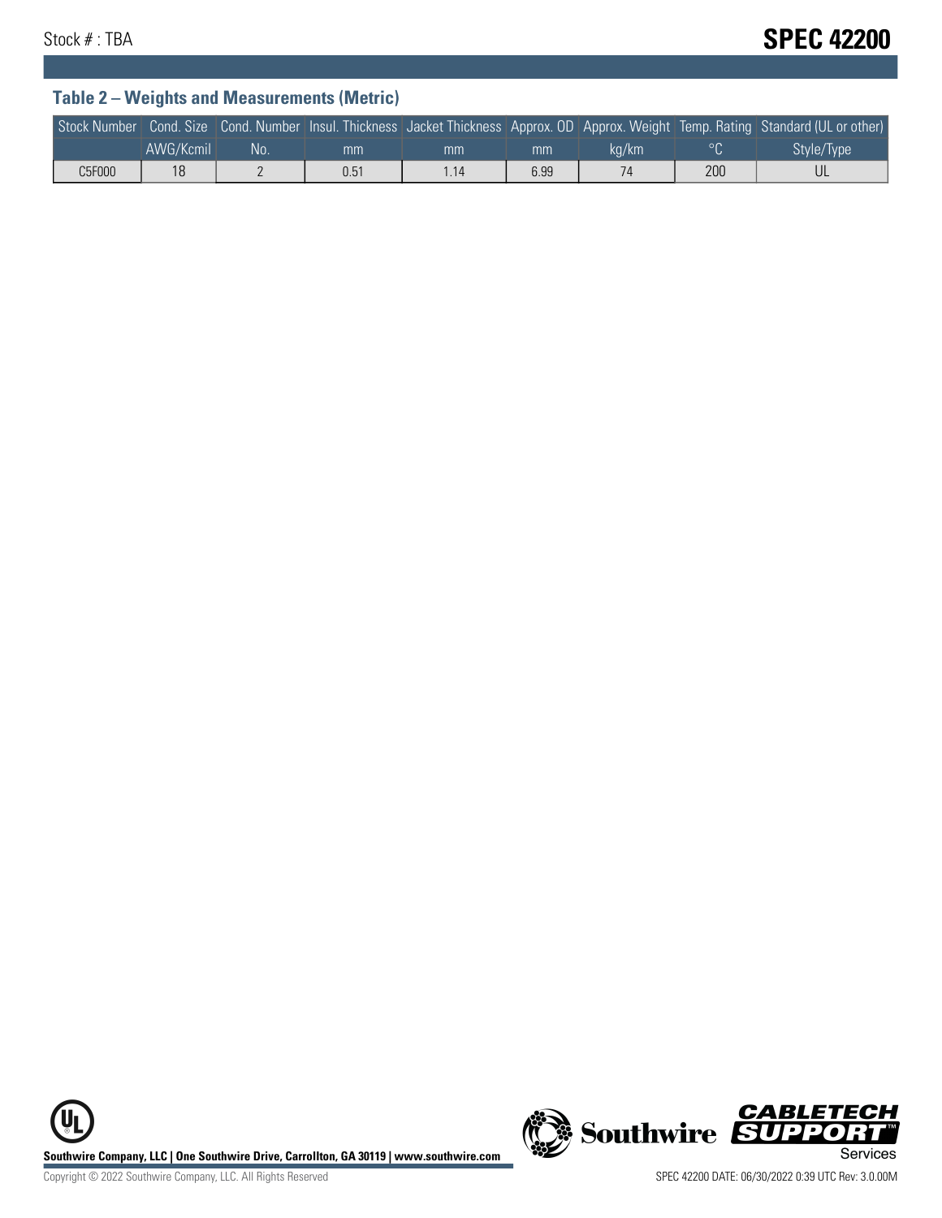### Table 2 – Weights and Measurements (Metric)

| Stock Number | Cond. Size | Cond. Number | Insul. Thickness | Jacket Thickness | Approx. OD | Approx. Weight | Temp. Rating | Standard (UL or other) |
|---|---|---|---|---|---|---|---|---|
| | AWG/Kcmil | No. | mm | mm | mm | kg/km | °C | Style/Type |
| C5F000 | 18 | 2 | 0.51 | 1.14 | 6.99 | 74 | 200 | UL |

**Southwire Company, LLC | One Southwire Drive, Carrollton, GA 30119 | www.southwire.com**

Copyright © 2022 Southwire Company, LLC. All Rights Reserved

SPEC 42200 DATE: 06/30/2022 0:39 UTC Rev: 3.0.00M